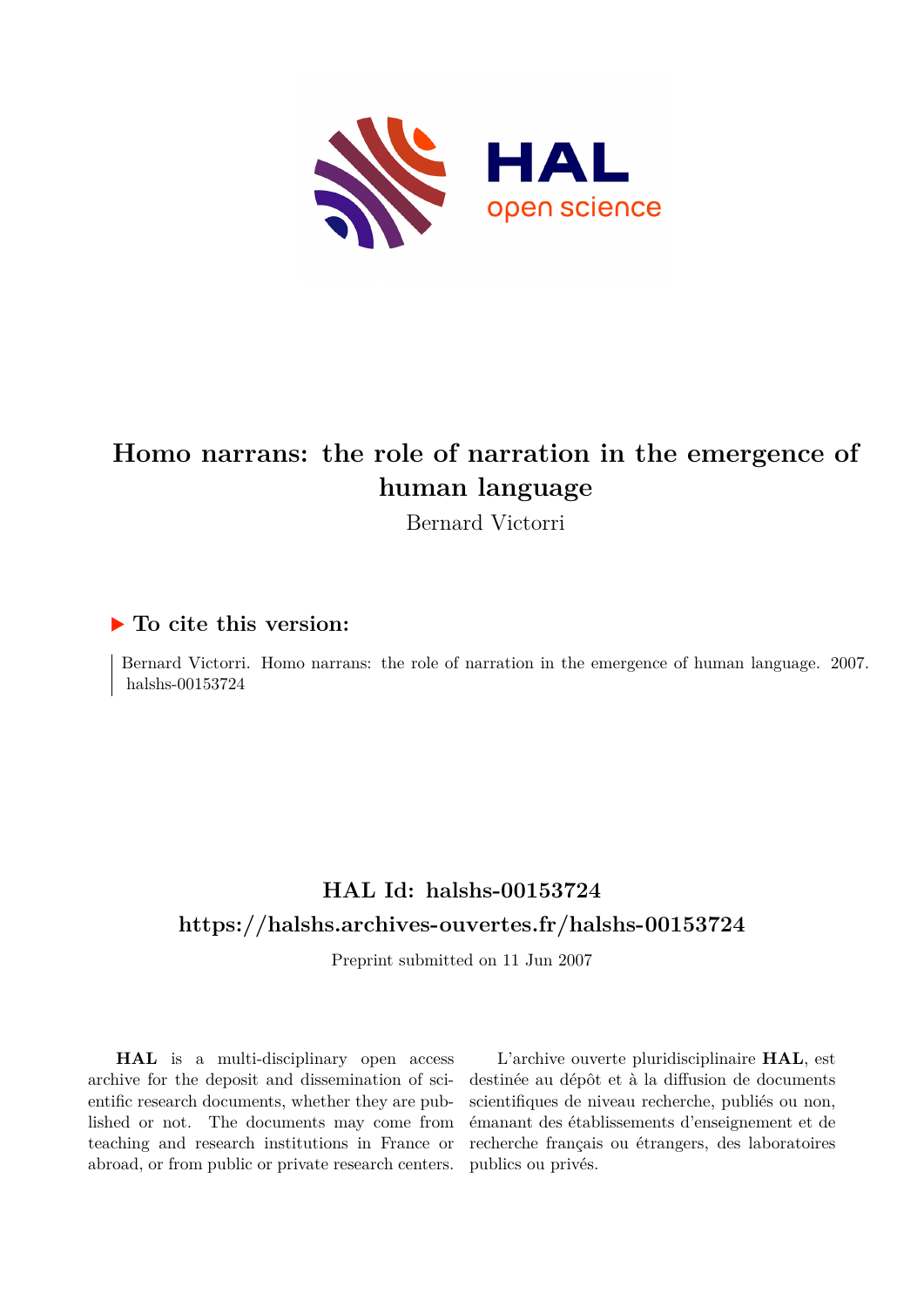# Homo narrans: the role of narration in the emergence of human language

Bernard Victorri

## ▶ To cite this version:

Bernard Victorri. Homo narrans: the role of narration in the emergence of human language. 2007. halshs-00153724

## HAL Id: halshs-00153724

## https://halshs.archives-ouvertes.fr/halshs-00153724

Preprint submitted on 11 Jun 2007

**HAL** is a multi-disciplinary open access archive for the deposit and dissemination of scientific research documents, whether they are published or not. The documents may come from teaching and research institutions in France or abroad, or from public or private research centers.

L'archive ouverte pluridisciplinaire **HAL**, est destinée au dépôt et à la diffusion de documents scientifiques de niveau recherche, publiés ou non, émanant des établissements d'enseignement et de recherche français ou étrangers, des laboratoires publics ou privés.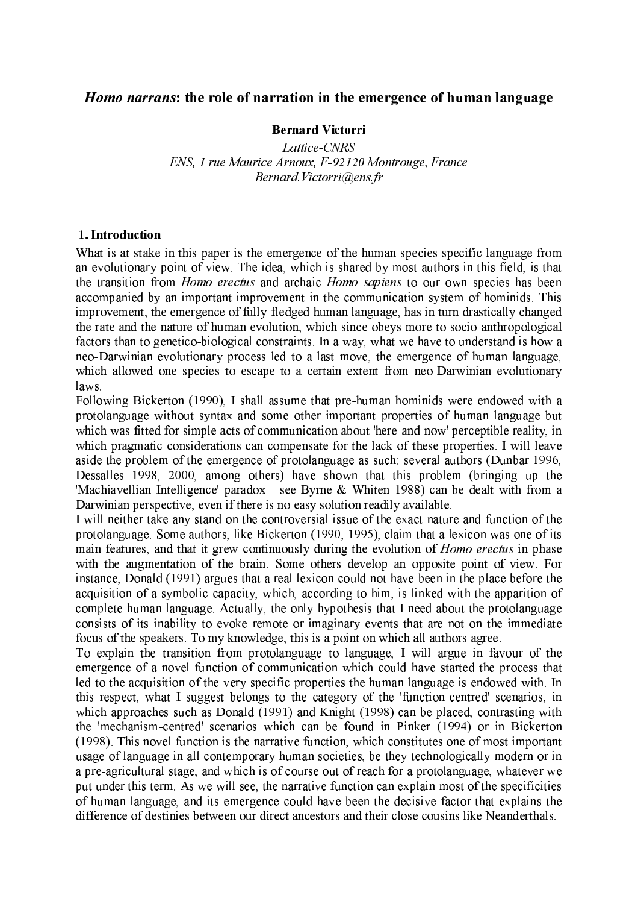# *Homo narrans*: the role of narration in the emergence of human language

**Bernard Victorri**

*Lattice-CNRS*
*ENS, 1 rue Maurice Arnoux, F-92120 Montrouge, France*
*Bernard.Victorri@ens.fr*

## 1. Introduction

What is at stake in this paper is the emergence of the human species-specific language from an evolutionary point of view. The idea, which is shared by most authors in this field, is that the transition from *Homo erectus* and archaic *Homo sapiens* to our own species has been accompanied by an important improvement in the communication system of hominids. This improvement, the emergence of fully-fledged human language, has in turn drastically changed the rate and the nature of human evolution, which since obeys more to socio-anthropological factors than to genetico-biological constraints. In a way, what we have to understand is how a neo-Darwinian evolutionary process led to a last move, the emergence of human language, which allowed one species to escape to a certain extent from neo-Darwinian evolutionary laws.

Following Bickerton (1990), I shall assume that pre-human hominids were endowed with a protolanguage without syntax and some other important properties of human language but which was fitted for simple acts of communication about 'here-and-now' perceptible reality, in which pragmatic considerations can compensate for the lack of these properties. I will leave aside the problem of the emergence of protolanguage as such: several authors (Dunbar 1996, Dessalles 1998, 2000, among others) have shown that this problem (bringing up the 'Machiavellian Intelligence' paradox - see Byrne & Whiten 1988) can be dealt with from a Darwinian perspective, even if there is no easy solution readily available.

I will neither take any stand on the controversial issue of the exact nature and function of the protolanguage. Some authors, like Bickerton (1990, 1995), claim that a lexicon was one of its main features, and that it grew continuously during the evolution of *Homo erectus* in phase with the augmentation of the brain. Some others develop an opposite point of view. For instance, Donald (1991) argues that a real lexicon could not have been in the place before the acquisition of a symbolic capacity, which, according to him, is linked with the apparition of complete human language. Actually, the only hypothesis that I need about the protolanguage consists of its inability to evoke remote or imaginary events that are not on the immediate focus of the speakers. To my knowledge, this is a point on which all authors agree.

To explain the transition from protolanguage to language, I will argue in favour of the emergence of a novel function of communication which could have started the process that led to the acquisition of the very specific properties the human language is endowed with. In this respect, what I suggest belongs to the category of the 'function-centred' scenarios, in which approaches such as Donald (1991) and Knight (1998) can be placed, contrasting with the 'mechanism-centred' scenarios which can be found in Pinker (1994) or in Bickerton (1998). This novel function is the narrative function, which constitutes one of most important usage of language in all contemporary human societies, be they technologically modern or in a pre-agricultural stage, and which is of course out of reach for a protolanguage, whatever we put under this term. As we will see, the narrative function can explain most of the specificities of human language, and its emergence could have been the decisive factor that explains the difference of destinies between our direct ancestors and their close cousins like Neanderthals.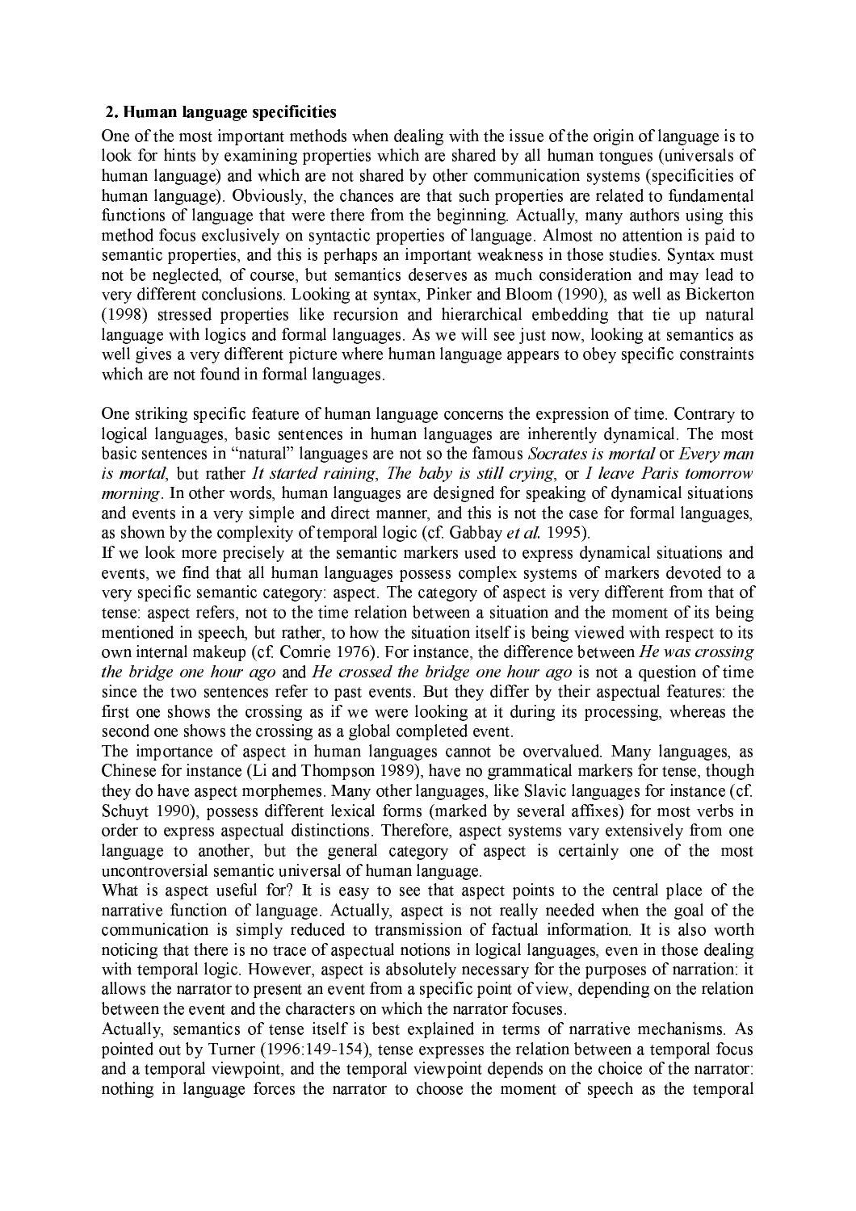## 2. Human language specificities

One of the most important methods when dealing with the issue of the origin of language is to look for hints by examining properties which are shared by all human tongues (universals of human language) and which are not shared by other communication systems (specificities of human language). Obviously, the chances are that such properties are related to fundamental functions of language that were there from the beginning. Actually, many authors using this method focus exclusively on syntactic properties of language. Almost no attention is paid to semantic properties, and this is perhaps an important weakness in those studies. Syntax must not be neglected, of course, but semantics deserves as much consideration and may lead to very different conclusions. Looking at syntax, Pinker and Bloom (1990), as well as Bickerton (1998) stressed properties like recursion and hierarchical embedding that tie up natural language with logics and formal languages. As we will see just now, looking at semantics as well gives a very different picture where human language appears to obey specific constraints which are not found in formal languages.

One striking specific feature of human language concerns the expression of time. Contrary to logical languages, basic sentences in human languages are inherently dynamical. The most basic sentences in "natural" languages are not so the famous *Socrates is mortal* or *Every man is mortal*, but rather *It started raining*, *The baby is still crying*, or *I leave Paris tomorrow morning*. In other words, human languages are designed for speaking of dynamical situations and events in a very simple and direct manner, and this is not the case for formal languages, as shown by the complexity of temporal logic (cf. Gabbay *et al.* 1995).

If we look more precisely at the semantic markers used to express dynamical situations and events, we find that all human languages possess complex systems of markers devoted to a very specific semantic category: aspect. The category of aspect is very different from that of tense: aspect refers, not to the time relation between a situation and the moment of its being mentioned in speech, but rather, to how the situation itself is being viewed with respect to its own internal makeup (cf. Comrie 1976). For instance, the difference between *He was crossing the bridge one hour ago* and *He crossed the bridge one hour ago* is not a question of time since the two sentences refer to past events. But they differ by their aspectual features: the first one shows the crossing as if we were looking at it during its processing, whereas the second one shows the crossing as a global completed event.

The importance of aspect in human languages cannot be overvalued. Many languages, as Chinese for instance (Li and Thompson 1989), have no grammatical markers for tense, though they do have aspect morphemes. Many other languages, like Slavic languages for instance (cf. Schuyt 1990), possess different lexical forms (marked by several affixes) for most verbs in order to express aspectual distinctions. Therefore, aspect systems vary extensively from one language to another, but the general category of aspect is certainly one of the most uncontroversial semantic universal of human language.

What is aspect useful for? It is easy to see that aspect points to the central place of the narrative function of language. Actually, aspect is not really needed when the goal of the communication is simply reduced to transmission of factual information. It is also worth noticing that there is no trace of aspectual notions in logical languages, even in those dealing with temporal logic. However, aspect is absolutely necessary for the purposes of narration: it allows the narrator to present an event from a specific point of view, depending on the relation between the event and the characters on which the narrator focuses.

Actually, semantics of tense itself is best explained in terms of narrative mechanisms. As pointed out by Turner (1996:149-154), tense expresses the relation between a temporal focus and a temporal viewpoint, and the temporal viewpoint depends on the choice of the narrator: nothing in language forces the narrator to choose the moment of speech as the temporal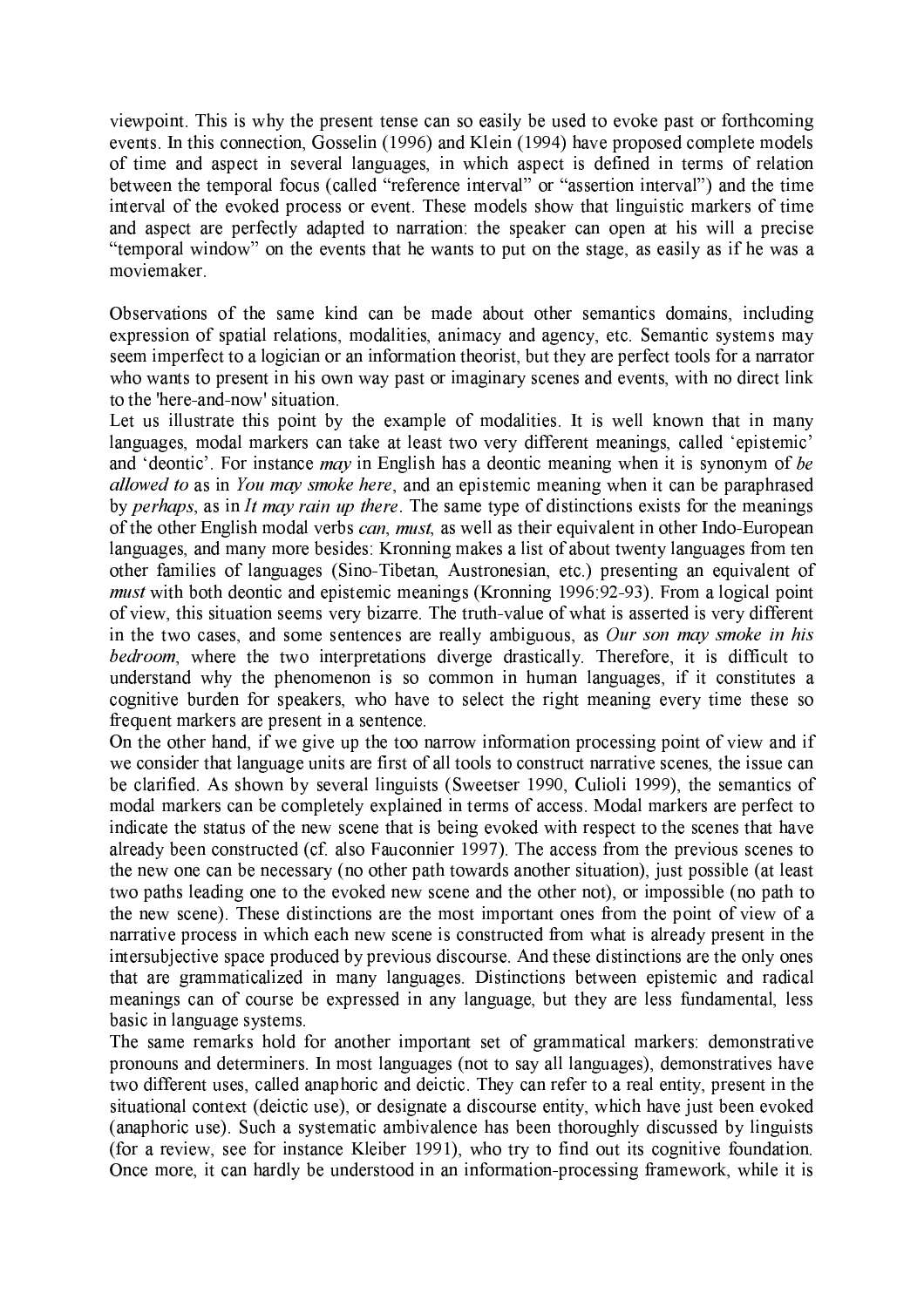viewpoint. This is why the present tense can so easily be used to evoke past or forthcoming events. In this connection, Gosselin (1996) and Klein (1994) have proposed complete models of time and aspect in several languages, in which aspect is defined in terms of relation between the temporal focus (called "reference interval" or "assertion interval") and the time interval of the evoked process or event. These models show that linguistic markers of time and aspect are perfectly adapted to narration: the speaker can open at his will a precise "temporal window" on the events that he wants to put on the stage, as easily as if he was a moviemaker.

Observations of the same kind can be made about other semantics domains, including expression of spatial relations, modalities, animacy and agency, etc. Semantic systems may seem imperfect to a logician or an information theorist, but they are perfect tools for a narrator who wants to present in his own way past or imaginary scenes and events, with no direct link to the 'here-and-now' situation.

Let us illustrate this point by the example of modalities. It is well known that in many languages, modal markers can take at least two very different meanings, called 'epistemic' and 'deontic'. For instance *may* in English has a deontic meaning when it is synonym of *be allowed to* as in *You may smoke here*, and an epistemic meaning when it can be paraphrased by *perhaps*, as in *It may rain up there*. The same type of distinctions exists for the meanings of the other English modal verbs *can*, *must*, as well as their equivalent in other Indo-European languages, and many more besides: Kronning makes a list of about twenty languages from ten other families of languages (Sino-Tibetan, Austronesian, etc.) presenting an equivalent of *must* with both deontic and epistemic meanings (Kronning 1996:92-93). From a logical point of view, this situation seems very bizarre. The truth-value of what is asserted is very different in the two cases, and some sentences are really ambiguous, as *Our son may smoke in his bedroom*, where the two interpretations diverge drastically. Therefore, it is difficult to understand why the phenomenon is so common in human languages, if it constitutes a cognitive burden for speakers, who have to select the right meaning every time these so frequent markers are present in a sentence.

On the other hand, if we give up the too narrow information processing point of view and if we consider that language units are first of all tools to construct narrative scenes, the issue can be clarified. As shown by several linguists (Sweetser 1990, Culioli 1999), the semantics of modal markers can be completely explained in terms of access. Modal markers are perfect to indicate the status of the new scene that is being evoked with respect to the scenes that have already been constructed (cf. also Fauconnier 1997). The access from the previous scenes to the new one can be necessary (no other path towards another situation), just possible (at least two paths leading one to the evoked new scene and the other not), or impossible (no path to the new scene). These distinctions are the most important ones from the point of view of a narrative process in which each new scene is constructed from what is already present in the intersubjective space produced by previous discourse. And these distinctions are the only ones that are grammaticalized in many languages. Distinctions between epistemic and radical meanings can of course be expressed in any language, but they are less fundamental, less basic in language systems.

The same remarks hold for another important set of grammatical markers: demonstrative pronouns and determiners. In most languages (not to say all languages), demonstratives have two different uses, called anaphoric and deictic. They can refer to a real entity, present in the situational context (deictic use), or designate a discourse entity, which have just been evoked (anaphoric use). Such a systematic ambivalence has been thoroughly discussed by linguists (for a review, see for instance Kleiber 1991), who try to find out its cognitive foundation. Once more, it can hardly be understood in an information-processing framework, while it is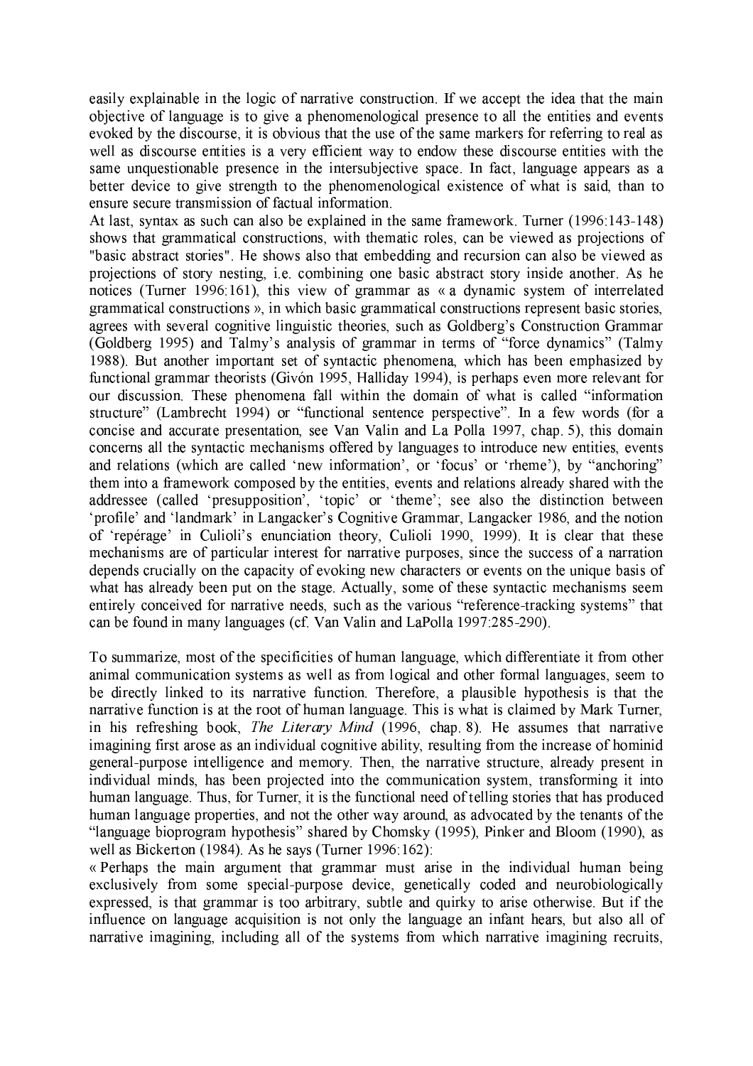easily explainable in the logic of narrative construction. If we accept the idea that the main objective of language is to give a phenomenological presence to all the entities and events evoked by the discourse, it is obvious that the use of the same markers for referring to real as well as discourse entities is a very efficient way to endow these discourse entities with the same unquestionable presence in the intersubjective space. In fact, language appears as a better device to give strength to the phenomenological existence of what is said, than to ensure secure transmission of factual information.

At last, syntax as such can also be explained in the same framework. Turner (1996:143-148) shows that grammatical constructions, with thematic roles, can be viewed as projections of "basic abstract stories". He shows also that embedding and recursion can also be viewed as projections of story nesting, i.e. combining one basic abstract story inside another. As he notices (Turner 1996:161), this view of grammar as « a dynamic system of interrelated grammatical constructions », in which basic grammatical constructions represent basic stories, agrees with several cognitive linguistic theories, such as Goldberg's Construction Grammar (Goldberg 1995) and Talmy's analysis of grammar in terms of "force dynamics" (Talmy 1988). But another important set of syntactic phenomena, which has been emphasized by functional grammar theorists (Givón 1995, Halliday 1994), is perhaps even more relevant for our discussion. These phenomena fall within the domain of what is called "information structure" (Lambrecht 1994) or "functional sentence perspective". In a few words (for a concise and accurate presentation, see Van Valin and La Polla 1997, chap. 5), this domain concerns all the syntactic mechanisms offered by languages to introduce new entities, events and relations (which are called 'new information', or 'focus' or 'rheme'), by "anchoring" them into a framework composed by the entities, events and relations already shared with the addressee (called 'presupposition', 'topic' or 'theme'; see also the distinction between 'profile' and 'landmark' in Langacker's Cognitive Grammar, Langacker 1986, and the notion of 'repérage' in Culioli's enunciation theory, Culioli 1990, 1999). It is clear that these mechanisms are of particular interest for narrative purposes, since the success of a narration depends crucially on the capacity of evoking new characters or events on the unique basis of what has already been put on the stage. Actually, some of these syntactic mechanisms seem entirely conceived for narrative needs, such as the various "reference-tracking systems" that can be found in many languages (cf. Van Valin and LaPolla 1997:285-290).

To summarize, most of the specificities of human language, which differentiate it from other animal communication systems as well as from logical and other formal languages, seem to be directly linked to its narrative function. Therefore, a plausible hypothesis is that the narrative function is at the root of human language. This is what is claimed by Mark Turner, in his refreshing book, *The Literary Mind* (1996, chap. 8). He assumes that narrative imagining first arose as an individual cognitive ability, resulting from the increase of hominid general-purpose intelligence and memory. Then, the narrative structure, already present in individual minds, has been projected into the communication system, transforming it into human language. Thus, for Turner, it is the functional need of telling stories that has produced human language properties, and not the other way around, as advocated by the tenants of the "language bioprogram hypothesis" shared by Chomsky (1995), Pinker and Bloom (1990), as well as Bickerton (1984). As he says (Turner 1996:162):

« Perhaps the main argument that grammar must arise in the individual human being exclusively from some special-purpose device, genetically coded and neurobiologically expressed, is that grammar is too arbitrary, subtle and quirky to arise otherwise. But if the influence on language acquisition is not only the language an infant hears, but also all of narrative imagining, including all of the systems from which narrative imagining recruits,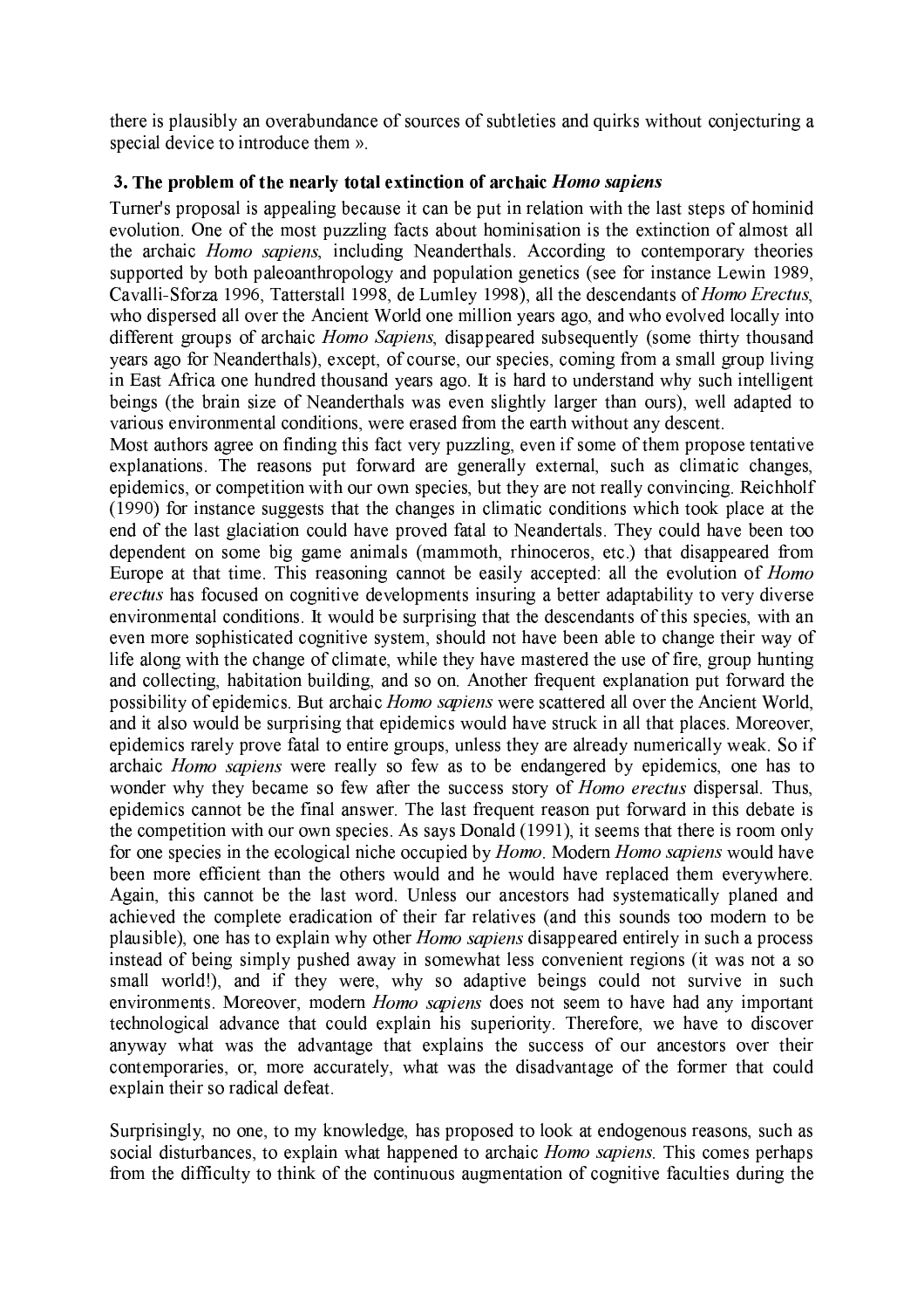there is plausibly an overabundance of sources of subtleties and quirks without conjecturing a special device to introduce them ».

### 3. The problem of the nearly total extinction of archaic *Homo sapiens*

Turner's proposal is appealing because it can be put in relation with the last steps of hominid evolution. One of the most puzzling facts about hominisation is the extinction of almost all the archaic *Homo sapiens*, including Neanderthals. According to contemporary theories supported by both paleoanthropology and population genetics (see for instance Lewin 1989, Cavalli-Sforza 1996, Tatterstall 1998, de Lumley 1998), all the descendants of *Homo Erectus*, who dispersed all over the Ancient World one million years ago, and who evolved locally into different groups of archaic *Homo Sapiens*, disappeared subsequently (some thirty thousand years ago for Neanderthals), except, of course, our species, coming from a small group living in East Africa one hundred thousand years ago. It is hard to understand why such intelligent beings (the brain size of Neanderthals was even slightly larger than ours), well adapted to various environmental conditions, were erased from the earth without any descent.

Most authors agree on finding this fact very puzzling, even if some of them propose tentative explanations. The reasons put forward are generally external, such as climatic changes, epidemics, or competition with our own species, but they are not really convincing. Reichholf (1990) for instance suggests that the changes in climatic conditions which took place at the end of the last glaciation could have proved fatal to Neandertals. They could have been too dependent on some big game animals (mammoth, rhinoceros, etc.) that disappeared from Europe at that time. This reasoning cannot be easily accepted: all the evolution of *Homo erectus* has focused on cognitive developments insuring a better adaptability to very diverse environmental conditions. It would be surprising that the descendants of this species, with an even more sophisticated cognitive system, should not have been able to change their way of life along with the change of climate, while they have mastered the use of fire, group hunting and collecting, habitation building, and so on. Another frequent explanation put forward the possibility of epidemics. But archaic *Homo sapiens* were scattered all over the Ancient World, and it also would be surprising that epidemics would have struck in all that places. Moreover, epidemics rarely prove fatal to entire groups, unless they are already numerically weak. So if archaic *Homo sapiens* were really so few as to be endangered by epidemics, one has to wonder why they became so few after the success story of *Homo erectus* dispersal. Thus, epidemics cannot be the final answer. The last frequent reason put forward in this debate is the competition with our own species. As says Donald (1991), it seems that there is room only for one species in the ecological niche occupied by *Homo*. Modern *Homo sapiens* would have been more efficient than the others would and he would have replaced them everywhere. Again, this cannot be the last word. Unless our ancestors had systematically planed and achieved the complete eradication of their far relatives (and this sounds too modern to be plausible), one has to explain why other *Homo sapiens* disappeared entirely in such a process instead of being simply pushed away in somewhat less convenient regions (it was not a so small world!), and if they were, why so adaptive beings could not survive in such environments. Moreover, modern *Homo sapiens* does not seem to have had any important technological advance that could explain his superiority. Therefore, we have to discover anyway what was the advantage that explains the success of our ancestors over their contemporaries, or, more accurately, what was the disadvantage of the former that could explain their so radical defeat.

Surprisingly, no one, to my knowledge, has proposed to look at endogenous reasons, such as social disturbances, to explain what happened to archaic *Homo sapiens*. This comes perhaps from the difficulty to think of the continuous augmentation of cognitive faculties during the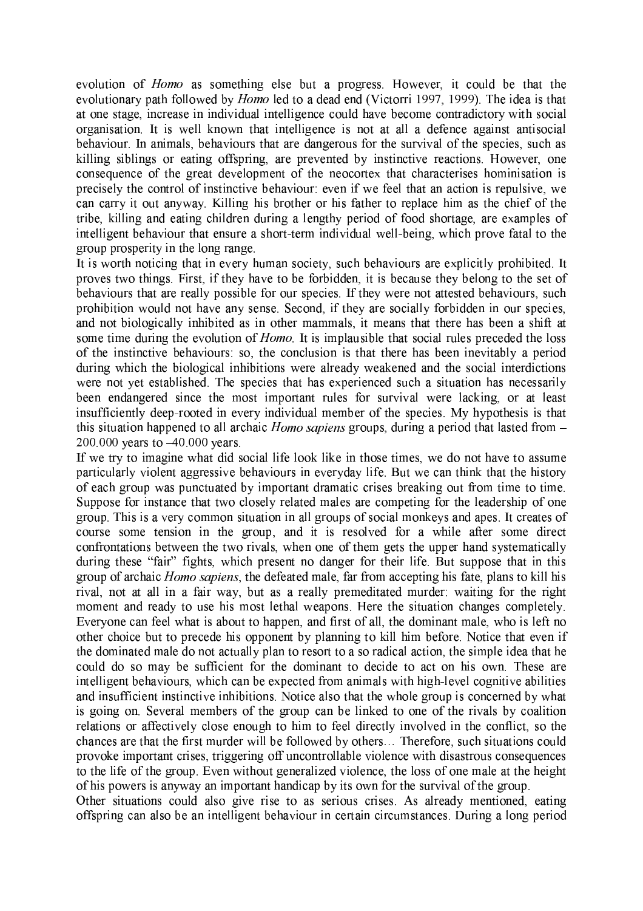evolution of *Homo* as something else but a progress. However, it could be that the evolutionary path followed by *Homo* led to a dead end (Victorri 1997, 1999). The idea is that at one stage, increase in individual intelligence could have become contradictory with social organisation. It is well known that intelligence is not at all a defence against antisocial behaviour. In animals, behaviours that are dangerous for the survival of the species, such as killing siblings or eating offspring, are prevented by instinctive reactions. However, one consequence of the great development of the neocortex that characterises hominisation is precisely the control of instinctive behaviour: even if we feel that an action is repulsive, we can carry it out anyway. Killing his brother or his father to replace him as the chief of the tribe, killing and eating children during a lengthy period of food shortage, are examples of intelligent behaviour that ensure a short-term individual well-being, which prove fatal to the group prosperity in the long range.

It is worth noticing that in every human society, such behaviours are explicitly prohibited. It proves two things. First, if they have to be forbidden, it is because they belong to the set of behaviours that are really possible for our species. If they were not attested behaviours, such prohibition would not have any sense. Second, if they are socially forbidden in our species, and not biologically inhibited as in other mammals, it means that there has been a shift at some time during the evolution of *Homo*. It is implausible that social rules preceded the loss of the instinctive behaviours: so, the conclusion is that there has been inevitably a period during which the biological inhibitions were already weakened and the social interdictions were not yet established. The species that has experienced such a situation has necessarily been endangered since the most important rules for survival were lacking, or at least insufficiently deep-rooted in every individual member of the species. My hypothesis is that this situation happened to all archaic *Homo sapiens* groups, during a period that lasted from –200.000 years to –40.000 years.

If we try to imagine what did social life look like in those times, we do not have to assume particularly violent aggressive behaviours in everyday life. But we can think that the history of each group was punctuated by important dramatic crises breaking out from time to time. Suppose for instance that two closely related males are competing for the leadership of one group. This is a very common situation in all groups of social monkeys and apes. It creates of course some tension in the group, and it is resolved for a while after some direct confrontations between the two rivals, when one of them gets the upper hand systematically during these "fair" fights, which present no danger for their life. But suppose that in this group of archaic *Homo sapiens*, the defeated male, far from accepting his fate, plans to kill his rival, not at all in a fair way, but as a really premeditated murder: waiting for the right moment and ready to use his most lethal weapons. Here the situation changes completely. Everyone can feel what is about to happen, and first of all, the dominant male, who is left no other choice but to precede his opponent by planning to kill him before. Notice that even if the dominated male do not actually plan to resort to a so radical action, the simple idea that he could do so may be sufficient for the dominant to decide to act on his own. These are intelligent behaviours, which can be expected from animals with high-level cognitive abilities and insufficient instinctive inhibitions. Notice also that the whole group is concerned by what is going on. Several members of the group can be linked to one of the rivals by coalition relations or affectively close enough to him to feel directly involved in the conflict, so the chances are that the first murder will be followed by others… Therefore, such situations could provoke important crises, triggering off uncontrollable violence with disastrous consequences to the life of the group. Even without generalized violence, the loss of one male at the height of his powers is anyway an important handicap by its own for the survival of the group.

Other situations could also give rise to as serious crises. As already mentioned, eating offspring can also be an intelligent behaviour in certain circumstances. During a long period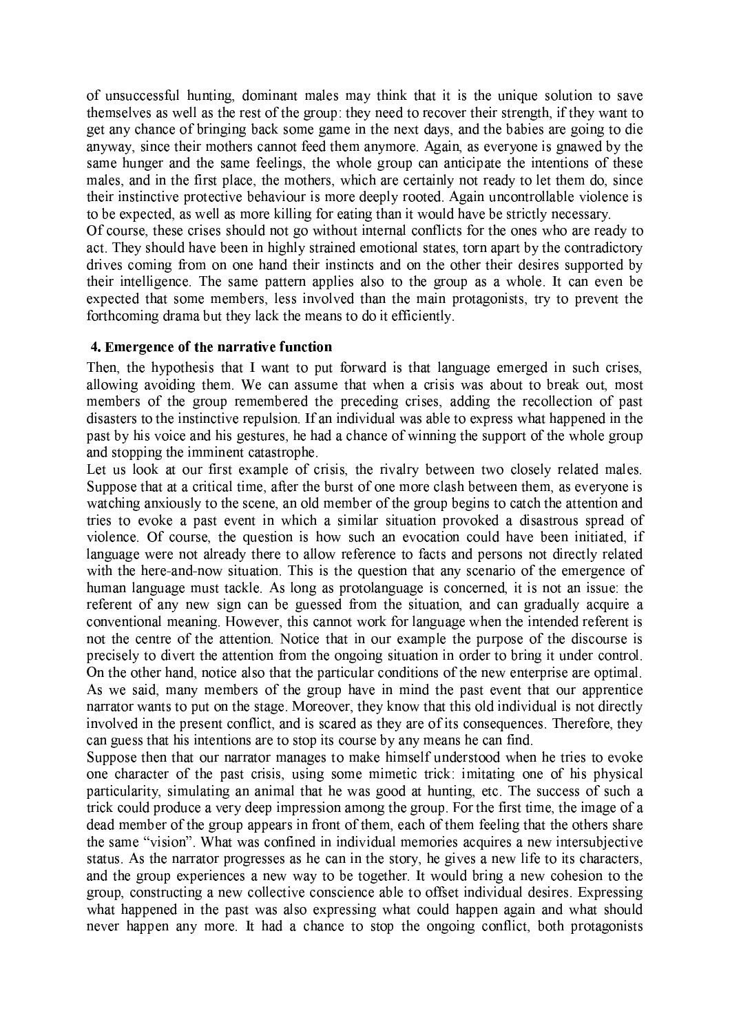of unsuccessful hunting, dominant males may think that it is the unique solution to save themselves as well as the rest of the group: they need to recover their strength, if they want to get any chance of bringing back some game in the next days, and the babies are going to die anyway, since their mothers cannot feed them anymore. Again, as everyone is gnawed by the same hunger and the same feelings, the whole group can anticipate the intentions of these males, and in the first place, the mothers, which are certainly not ready to let them do, since their instinctive protective behaviour is more deeply rooted. Again uncontrollable violence is to be expected, as well as more killing for eating than it would have be strictly necessary.

Of course, these crises should not go without internal conflicts for the ones who are ready to act. They should have been in highly strained emotional states, torn apart by the contradictory drives coming from on one hand their instincts and on the other their desires supported by their intelligence. The same pattern applies also to the group as a whole. It can even be expected that some members, less involved than the main protagonists, try to prevent the forthcoming drama but they lack the means to do it efficiently.

## 4. Emergence of the narrative function

Then, the hypothesis that I want to put forward is that language emerged in such crises, allowing avoiding them. We can assume that when a crisis was about to break out, most members of the group remembered the preceding crises, adding the recollection of past disasters to the instinctive repulsion. If an individual was able to express what happened in the past by his voice and his gestures, he had a chance of winning the support of the whole group and stopping the imminent catastrophe.

Let us look at our first example of crisis, the rivalry between two closely related males. Suppose that at a critical time, after the burst of one more clash between them, as everyone is watching anxiously to the scene, an old member of the group begins to catch the attention and tries to evoke a past event in which a similar situation provoked a disastrous spread of violence. Of course, the question is how such an evocation could have been initiated, if language were not already there to allow reference to facts and persons not directly related with the here-and-now situation. This is the question that any scenario of the emergence of human language must tackle. As long as protolanguage is concerned, it is not an issue: the referent of any new sign can be guessed from the situation, and can gradually acquire a conventional meaning. However, this cannot work for language when the intended referent is not the centre of the attention. Notice that in our example the purpose of the discourse is precisely to divert the attention from the ongoing situation in order to bring it under control. On the other hand, notice also that the particular conditions of the new enterprise are optimal. As we said, many members of the group have in mind the past event that our apprentice narrator wants to put on the stage. Moreover, they know that this old individual is not directly involved in the present conflict, and is scared as they are of its consequences. Therefore, they can guess that his intentions are to stop its course by any means he can find.

Suppose then that our narrator manages to make himself understood when he tries to evoke one character of the past crisis, using some mimetic trick: imitating one of his physical particularity, simulating an animal that he was good at hunting, etc. The success of such a trick could produce a very deep impression among the group. For the first time, the image of a dead member of the group appears in front of them, each of them feeling that the others share the same "vision". What was confined in individual memories acquires a new intersubjective status. As the narrator progresses as he can in the story, he gives a new life to its characters, and the group experiences a new way to be together. It would bring a new cohesion to the group, constructing a new collective conscience able to offset individual desires. Expressing what happened in the past was also expressing what could happen again and what should never happen any more. It had a chance to stop the ongoing conflict, both protagonists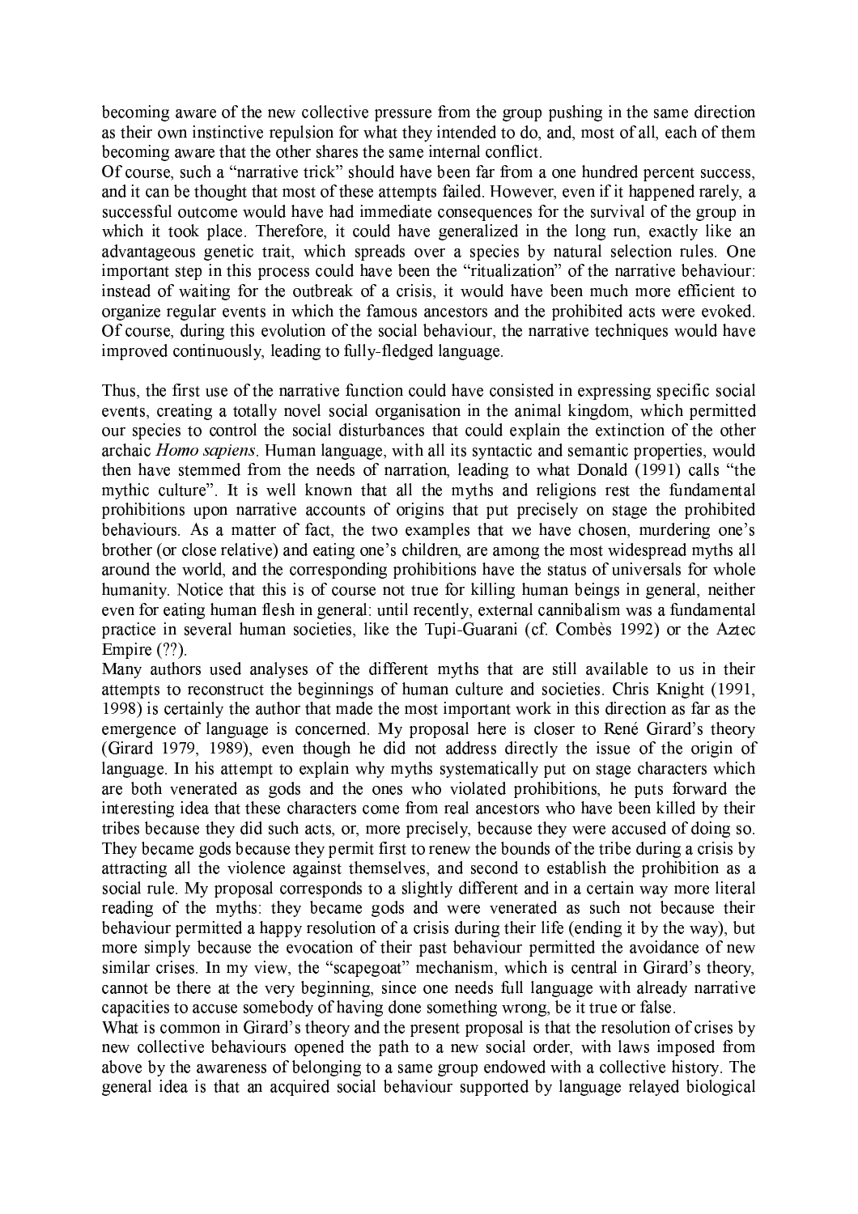becoming aware of the new collective pressure from the group pushing in the same direction as their own instinctive repulsion for what they intended to do, and, most of all, each of them becoming aware that the other shares the same internal conflict.
Of course, such a "narrative trick" should have been far from a one hundred percent success, and it can be thought that most of these attempts failed. However, even if it happened rarely, a successful outcome would have had immediate consequences for the survival of the group in which it took place. Therefore, it could have generalized in the long run, exactly like an advantageous genetic trait, which spreads over a species by natural selection rules. One important step in this process could have been the "ritualization" of the narrative behaviour: instead of waiting for the outbreak of a crisis, it would have been much more efficient to organize regular events in which the famous ancestors and the prohibited acts were evoked. Of course, during this evolution of the social behaviour, the narrative techniques would have improved continuously, leading to fully-fledged language.

Thus, the first use of the narrative function could have consisted in expressing specific social events, creating a totally novel social organisation in the animal kingdom, which permitted our species to control the social disturbances that could explain the extinction of the other archaic *Homo sapiens*. Human language, with all its syntactic and semantic properties, would then have stemmed from the needs of narration, leading to what Donald (1991) calls "the mythic culture". It is well known that all the myths and religions rest the fundamental prohibitions upon narrative accounts of origins that put precisely on stage the prohibited behaviours. As a matter of fact, the two examples that we have chosen, murdering one's brother (or close relative) and eating one's children, are among the most widespread myths all around the world, and the corresponding prohibitions have the status of universals for whole humanity. Notice that this is of course not true for killing human beings in general, neither even for eating human flesh in general: until recently, external cannibalism was a fundamental practice in several human societies, like the Tupi-Guarani (cf. Combès 1992) or the Aztec Empire (??).
Many authors used analyses of the different myths that are still available to us in their attempts to reconstruct the beginnings of human culture and societies. Chris Knight (1991, 1998) is certainly the author that made the most important work in this direction as far as the emergence of language is concerned. My proposal here is closer to René Girard's theory (Girard 1979, 1989), even though he did not address directly the issue of the origin of language. In his attempt to explain why myths systematically put on stage characters which are both venerated as gods and the ones who violated prohibitions, he puts forward the interesting idea that these characters come from real ancestors who have been killed by their tribes because they did such acts, or, more precisely, because they were accused of doing so. They became gods because they permit first to renew the bounds of the tribe during a crisis by attracting all the violence against themselves, and second to establish the prohibition as a social rule. My proposal corresponds to a slightly different and in a certain way more literal reading of the myths: they became gods and were venerated as such not because their behaviour permitted a happy resolution of a crisis during their life (ending it by the way), but more simply because the evocation of their past behaviour permitted the avoidance of new similar crises. In my view, the "scapegoat" mechanism, which is central in Girard's theory, cannot be there at the very beginning, since one needs full language with already narrative capacities to accuse somebody of having done something wrong, be it true or false.
What is common in Girard's theory and the present proposal is that the resolution of crises by new collective behaviours opened the path to a new social order, with laws imposed from above by the awareness of belonging to a same group endowed with a collective history. The general idea is that an acquired social behaviour supported by language relayed biological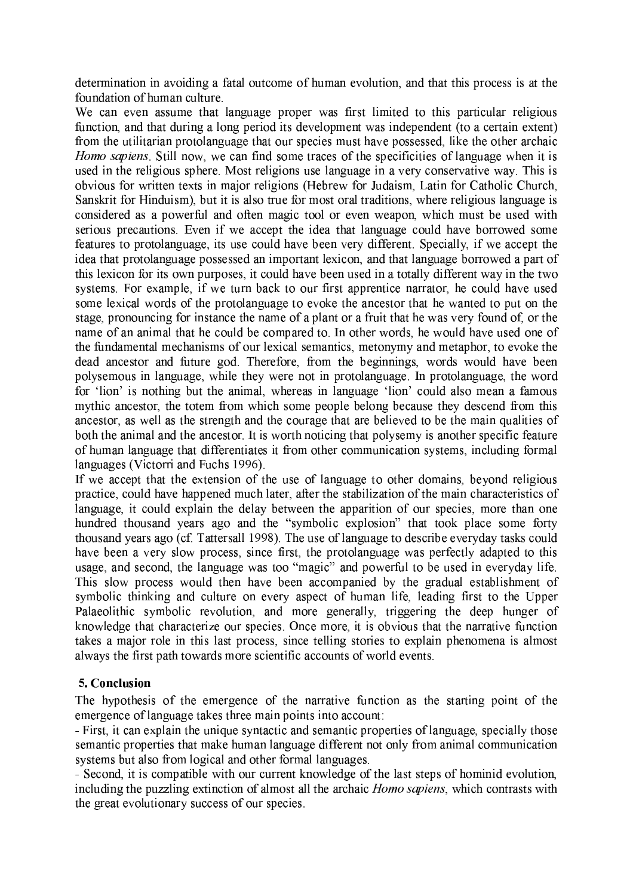determination in avoiding a fatal outcome of human evolution, and that this process is at the foundation of human culture.

We can even assume that language proper was first limited to this particular religious function, and that during a long period its development was independent (to a certain extent) from the utilitarian protolanguage that our species must have possessed, like the other archaic *Homo sapiens*. Still now, we can find some traces of the specificities of language when it is used in the religious sphere. Most religions use language in a very conservative way. This is obvious for written texts in major religions (Hebrew for Judaism, Latin for Catholic Church, Sanskrit for Hinduism), but it is also true for most oral traditions, where religious language is considered as a powerful and often magic tool or even weapon, which must be used with serious precautions. Even if we accept the idea that language could have borrowed some features to protolanguage, its use could have been very different. Specially, if we accept the idea that protolanguage possessed an important lexicon, and that language borrowed a part of this lexicon for its own purposes, it could have been used in a totally different way in the two systems. For example, if we turn back to our first apprentice narrator, he could have used some lexical words of the protolanguage to evoke the ancestor that he wanted to put on the stage, pronouncing for instance the name of a plant or a fruit that he was very found of, or the name of an animal that he could be compared to. In other words, he would have used one of the fundamental mechanisms of our lexical semantics, metonymy and metaphor, to evoke the dead ancestor and future god. Therefore, from the beginnings, words would have been polysemous in language, while they were not in protolanguage. In protolanguage, the word for 'lion' is nothing but the animal, whereas in language 'lion' could also mean a famous mythic ancestor, the totem from which some people belong because they descend from this ancestor, as well as the strength and the courage that are believed to be the main qualities of both the animal and the ancestor. It is worth noticing that polysemy is another specific feature of human language that differentiates it from other communication systems, including formal languages (Victorri and Fuchs 1996).

If we accept that the extension of the use of language to other domains, beyond religious practice, could have happened much later, after the stabilization of the main characteristics of language, it could explain the delay between the apparition of our species, more than one hundred thousand years ago and the "symbolic explosion" that took place some forty thousand years ago (cf. Tattersall 1998). The use of language to describe everyday tasks could have been a very slow process, since first, the protolanguage was perfectly adapted to this usage, and second, the language was too "magic" and powerful to be used in everyday life. This slow process would then have been accompanied by the gradual establishment of symbolic thinking and culture on every aspect of human life, leading first to the Upper Palaeolithic symbolic revolution, and more generally, triggering the deep hunger of knowledge that characterize our species. Once more, it is obvious that the narrative function takes a major role in this last process, since telling stories to explain phenomena is almost always the first path towards more scientific accounts of world events.

## 5. Conclusion

The hypothesis of the emergence of the narrative function as the starting point of the emergence of language takes three main points into account:

- First, it can explain the unique syntactic and semantic properties of language, specially those semantic properties that make human language different not only from animal communication systems but also from logical and other formal languages.
- Second, it is compatible with our current knowledge of the last steps of hominid evolution, including the puzzling extinction of almost all the archaic *Homo sapiens*, which contrasts with the great evolutionary success of our species.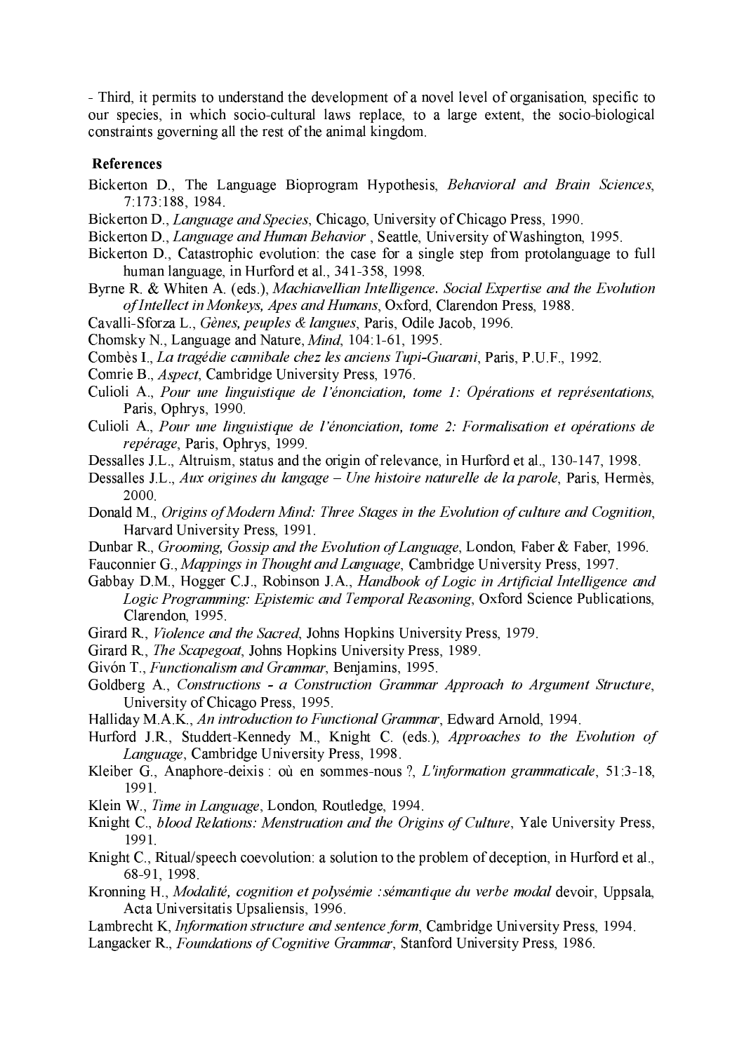- Third, it permits to understand the development of a novel level of organisation, specific to our species, in which socio-cultural laws replace, to a large extent, the socio-biological constraints governing all the rest of the animal kingdom.

### References

Bickerton D., The Language Bioprogram Hypothesis, *Behavioral and Brain Sciences*, 7:173:188, 1984.

Bickerton D., *Language and Species*, Chicago, University of Chicago Press, 1990.

Bickerton D., *Language and Human Behavior* , Seattle, University of Washington, 1995.

Bickerton D., Catastrophic evolution: the case for a single step from protolanguage to full human language, in Hurford et al., 341-358, 1998.

Byrne R. & Whiten A. (eds.), *Machiavellian Intelligence. Social Expertise and the Evolution of Intellect in Monkeys, Apes and Humans*, Oxford, Clarendon Press, 1988.

Cavalli-Sforza L., *Gènes, peuples & langues*, Paris, Odile Jacob, 1996.

Chomsky N., Language and Nature, *Mind*, 104:1-61, 1995.

Combès I., *La tragédie cannibale chez les anciens Tupi-Guarani*, Paris, P.U.F., 1992.

Comrie B., *Aspect*, Cambridge University Press, 1976.

Culioli A., *Pour une linguistique de l'énonciation, tome 1: Opérations et représentations*, Paris, Ophrys, 1990.

Culioli A., *Pour une linguistique de l'énonciation, tome 2: Formalisation et opérations de repérage*, Paris, Ophrys, 1999.

Dessalles J.L., Altruism, status and the origin of relevance, in Hurford et al., 130-147, 1998.

Dessalles J.L., *Aux origines du langage – Une histoire naturelle de la parole*, Paris, Hermès, 2000.

Donald M., *Origins of Modern Mind: Three Stages in the Evolution of culture and Cognition*, Harvard University Press, 1991.

Dunbar R., *Grooming, Gossip and the Evolution of Language*, London, Faber & Faber, 1996.

Fauconnier G., *Mappings in Thought and Language*, Cambridge University Press, 1997.

Gabbay D.M., Hogger C.J., Robinson J.A., *Handbook of Logic in Artificial Intelligence and Logic Programming: Epistemic and Temporal Reasoning*, Oxford Science Publications, Clarendon, 1995.

Girard R., *Violence and the Sacred*, Johns Hopkins University Press, 1979.

Girard R., *The Scapegoat*, Johns Hopkins University Press, 1989.

Givón T., *Functionalism and Grammar*, Benjamins, 1995.

Goldberg A., *Constructions - a Construction Grammar Approach to Argument Structure*, University of Chicago Press, 1995.

Halliday M.A.K., *An introduction to Functional Grammar*, Edward Arnold, 1994.

Hurford J.R., Studdert-Kennedy M., Knight C. (eds.), *Approaches to the Evolution of Language*, Cambridge University Press, 1998.

Kleiber G., Anaphore-deixis : où en sommes-nous ?, *L'information grammaticale*, 51:3-18, 1991.

Klein W., *Time in Language*, London, Routledge, 1994.

Knight C., *blood Relations: Menstruation and the Origins of Culture*, Yale University Press, 1991.

Knight C., Ritual/speech coevolution: a solution to the problem of deception, in Hurford et al., 68-91, 1998.

Kronning H., *Modalité, cognition et polysémie :sémantique du verbe modal* devoir, Uppsala, Acta Universitatis Upsaliensis, 1996.

Lambrecht K, *Information structure and sentence form*, Cambridge University Press, 1994.

Langacker R., *Foundations of Cognitive Grammar*, Stanford University Press, 1986.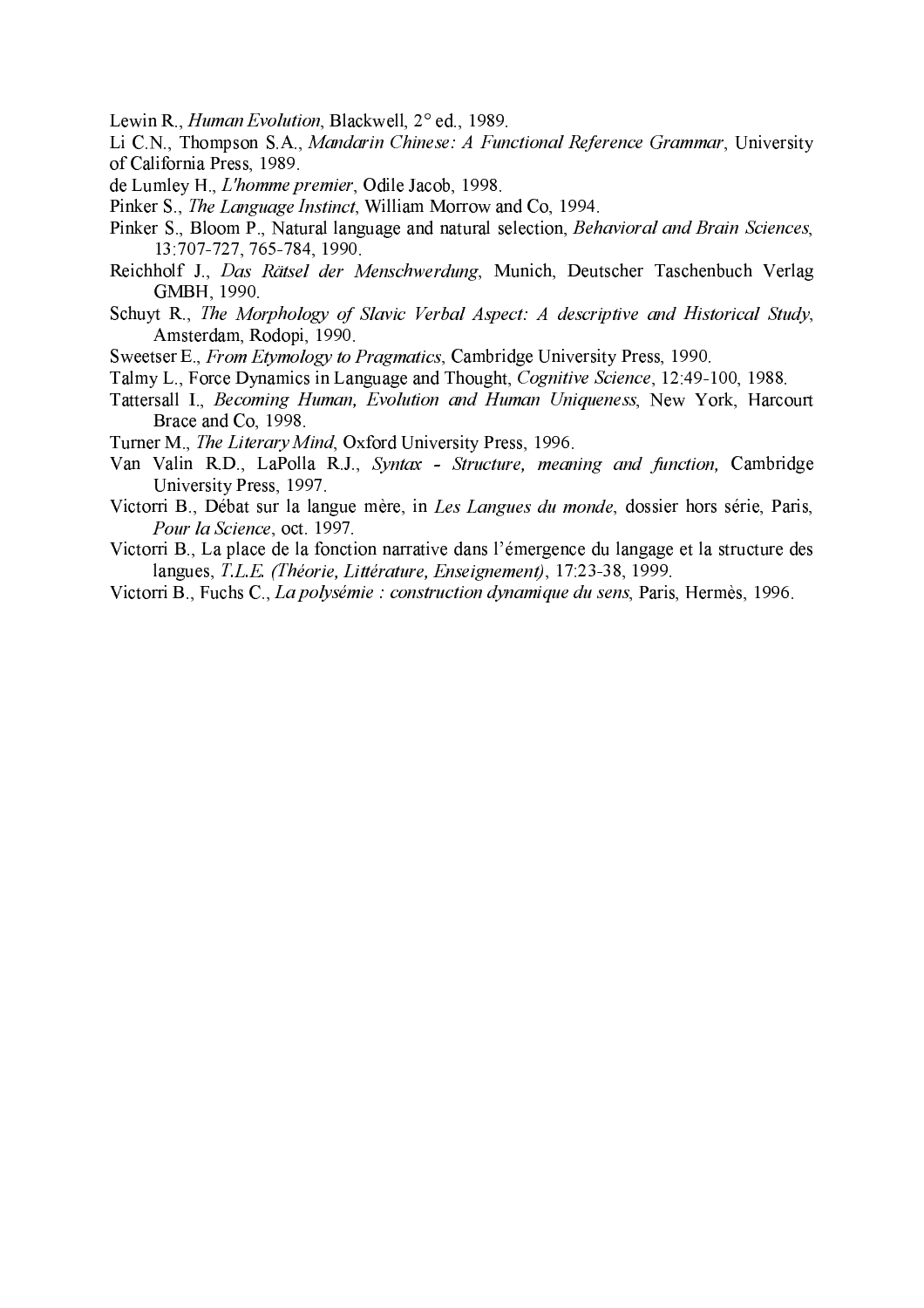Lewin R., *Human Evolution*, Blackwell, 2° ed., 1989.

Li C.N., Thompson S.A., *Mandarin Chinese: A Functional Reference Grammar*, University of California Press, 1989.

de Lumley H., *L'homme premier*, Odile Jacob, 1998.

Pinker S., *The Language Instinct*, William Morrow and Co, 1994.

Pinker S., Bloom P., Natural language and natural selection, *Behavioral and Brain Sciences*, 13:707-727, 765-784, 1990.

Reichholf J., *Das Rätsel der Menschwerdung*, Munich, Deutscher Taschenbuch Verlag GMBH, 1990.

Schuyt R., *The Morphology of Slavic Verbal Aspect: A descriptive and Historical Study*, Amsterdam, Rodopi, 1990.

Sweetser E., *From Etymology to Pragmatics*, Cambridge University Press, 1990.

Talmy L., Force Dynamics in Language and Thought, *Cognitive Science*, 12:49-100, 1988.

Tattersall I., *Becoming Human, Evolution and Human Uniqueness*, New York, Harcourt Brace and Co, 1998.

Turner M., *The Literary Mind*, Oxford University Press, 1996.

Van Valin R.D., LaPolla R.J., *Syntax - Structure, meaning and function,* Cambridge University Press, 1997.

Victorri B., Débat sur la langue mère, in *Les Langues du monde*, dossier hors série, Paris, *Pour la Science*, oct. 1997.

Victorri B., La place de la fonction narrative dans l'émergence du langage et la structure des langues, *T.L.E. (Théorie, Littérature, Enseignement)*, 17:23-38, 1999.

Victorri B., Fuchs C., *La polysémie : construction dynamique du sens*, Paris, Hermès, 1996.